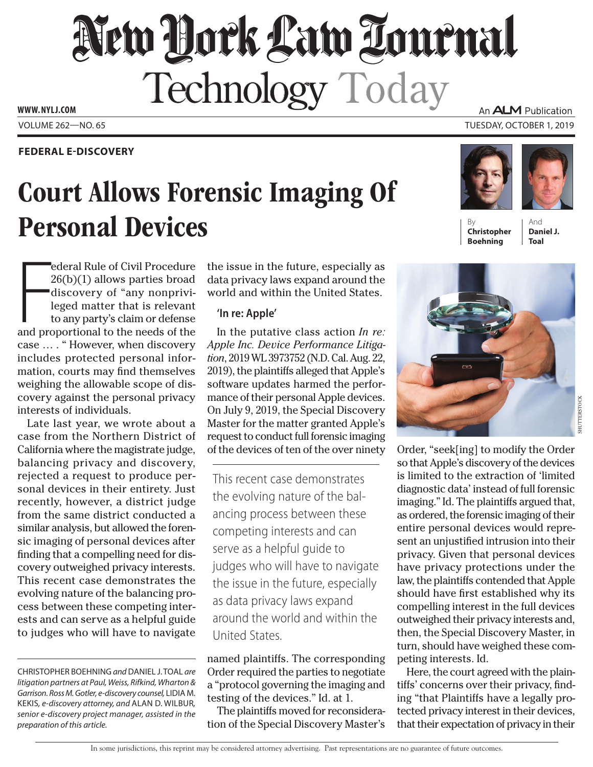# New York Law Journal

## Technology Today

**FEDERAL E-DISCOVERY**

# Court Allows Forensic Imaging Of Personal Devices

By **Christopher Boehning** And **Daniel J. Toal**

Federal Rule of Civil Procedure 26(b)(1) allows parties broad discovery of "any nonprivileged matter that is relevant to any party's claim or defense and proportional to the needs of the case … . " However, when discovery includes protected personal information, courts may find themselves weighing the allowable scope of discovery against the personal privacy interests of individuals.

Late last year, we wrote about a case from the Northern District of California where the magistrate judge, balancing privacy and discovery, rejected a request to produce personal devices in their entirety. Just recently, however, a district judge from the same district conducted a similar analysis, but allowed the forensic imaging of personal devices after finding that a compelling need for discovery outweighed privacy interests. This recent case demonstrates the evolving nature of the balancing process between these competing interests and can serve as a helpful guide to judges who will have to navigate the issue in the future, especially as data privacy laws expand around the world and within the United States.

*CHRISTOPHER BOEHNING and DANIEL J. TOAL are litigation partners at Paul, Weiss, Rifkind, Wharton & Garrison. ROSS M. GOTLER, e-discovery counsel, LIDIA M. KEKIS, e-discovery attorney, and ALAN D. WILBUR, senior e-discovery project manager, assisted in the preparation of this article.*

### 'In re: Apple'

In the putative class action *In re: Apple Inc. Device Performance Litigation*, 2019 WL 3973752 (N.D. Cal. Aug. 22, 2019), the plaintiffs alleged that Apple's software updates harmed the performance of their personal Apple devices. On July 9, 2019, the Special Discovery Master for the matter granted Apple's request to conduct full forensic imaging of the devices of ten of the over ninety named plaintiffs. The corresponding Order required the parties to negotiate a "protocol governing the imaging and testing of the devices." Id. at 1.

> This recent case demonstrates the evolving nature of the balancing process between these competing interests and can serve as a helpful guide to judges who will have to navigate the issue in the future, especially as data privacy laws expand around the world and within the United States.

The plaintiffs moved for reconsideration of the Special Discovery Master's Order, "seek[ing] to modify the Order so that Apple's discovery of the devices is limited to the extraction of 'limited diagnostic data' instead of full forensic imaging." Id. The plaintiffs argued that, as ordered, the forensic imaging of their entire personal devices would represent an unjustified intrusion into their privacy. Given that personal devices have privacy protections under the law, the plaintiffs contended that Apple should have first established why its compelling interest in the full devices outweighed their privacy interests and, then, the Special Discovery Master, in turn, should have weighed these competing interests. Id.

Here, the court agreed with the plaintiffs' concerns over their privacy, finding "that Plaintiffs have a legally protected privacy interest in their devices, that their expectation of privacy in their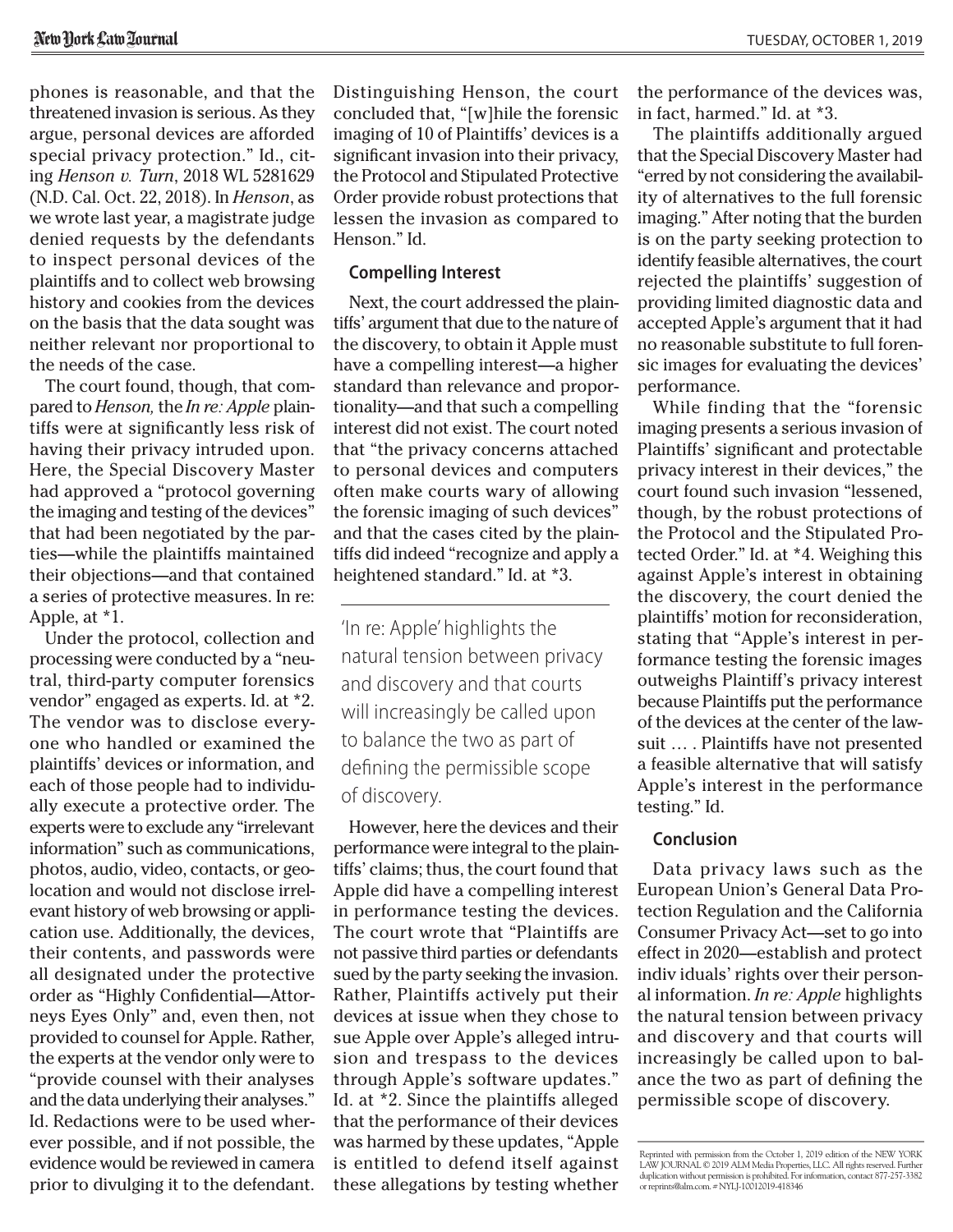phones is reasonable, and that the threatened invasion is serious. As they argue, personal devices are afforded special privacy protection." Id., citing *Henson v. Turn*, 2018 WL 5281629 (N.D. Cal. Oct. 22, 2018). In *Henson*, as we wrote last year, a magistrate judge denied requests by the defendants to inspect personal devices of the plaintiffs and to collect web browsing history and cookies from the devices on the basis that the data sought was neither relevant nor proportional to the needs of the case.

The court found, though, that compared to *Henson,* the *In re: Apple* plaintiffs were at significantly less risk of having their privacy intruded upon. Here, the Special Discovery Master had approved a "protocol governing the imaging and testing of the devices" that had been negotiated by the parties—while the plaintiffs maintained their objections—and that contained a series of protective measures. In re: Apple, at *1.

Under the protocol, collection and processing were conducted by a "neutral, third-party computer forensics vendor" engaged as experts. Id. at *2. The vendor was to disclose everyone who handled or examined the plaintiffs' devices or information, and each of those people had to individually execute a protective order. The experts were to exclude any "irrelevant information" such as communications, photos, audio, video, contacts, or geolocation and would not disclose irrelevant history of web browsing or application use. Additionally, the devices, their contents, and passwords were all designated under the protective order as "Highly Confidential—Attorneys Eyes Only" and, even then, not provided to counsel for Apple. Rather, the experts at the vendor only were to "provide counsel with their analyses and the data underlying their analyses." Id. Redactions were to be used wherever possible, and if not possible, the evidence would be reviewed in camera prior to divulging it to the defendant. Distinguishing Henson, the court concluded that, "[w]hile the forensic imaging of 10 of Plaintiffs' devices is a significant invasion into their privacy, the Protocol and Stipulated Protective Order provide robust protections that lessen the invasion as compared to Henson." Id.

### Compelling Interest

Next, the court addressed the plaintiffs' argument that due to the nature of the discovery, to obtain it Apple must have a compelling interest—a higher standard than relevance and proportionality—and that such a compelling interest did not exist. The court noted that "the privacy concerns attached to personal devices and computers often make courts wary of allowing the forensic imaging of such devices" and that the cases cited by the plaintiffs did indeed "recognize and apply a heightened standard." Id. at *3.

> 'In re: Apple' highlights the natural tension between privacy and discovery and that courts will increasingly be called upon to balance the two as part of defining the permissible scope of discovery.

However, here the devices and their performance were integral to the plaintiffs' claims; thus, the court found that Apple did have a compelling interest in performance testing the devices. The court wrote that "Plaintiffs are not passive third parties or defendants sued by the party seeking the invasion. Rather, Plaintiffs actively put their devices at issue when they chose to sue Apple over Apple's alleged intrusion and trespass to the devices through Apple's software updates." Id. at *2. Since the plaintiffs alleged that the performance of their devices was harmed by these updates, "Apple is entitled to defend itself against these allegations by testing whether the performance of the devices was, in fact, harmed." Id. at *3.

The plaintiffs additionally argued that the Special Discovery Master had "erred by not considering the availability of alternatives to the full forensic imaging." After noting that the burden is on the party seeking protection to identify feasible alternatives, the court rejected the plaintiffs' suggestion of providing limited diagnostic data and accepted Apple's argument that it had no reasonable substitute to full forensic images for evaluating the devices' performance.

While finding that the "forensic imaging presents a serious invasion of Plaintiffs' significant and protectable privacy interest in their devices," the court found such invasion "lessened, though, by the robust protections of the Protocol and the Stipulated Protected Order." Id. at *4. Weighing this against Apple's interest in obtaining the discovery, the court denied the plaintiffs' motion for reconsideration, stating that "Apple's interest in performance testing the forensic images outweighs Plaintiff's privacy interest because Plaintiffs put the performance of the devices at the center of the lawsuit … . Plaintiffs have not presented a feasible alternative that will satisfy Apple's interest in the performance testing." Id.

### Conclusion

Data privacy laws such as the European Union's General Data Protection Regulation and the California Consumer Privacy Act—set to go into effect in 2020—establish and protect indiv iduals' rights over their personal information. *In re: Apple* highlights the natural tension between privacy and discovery and that courts will increasingly be called upon to balance the two as part of defining the permissible scope of discovery.

Reprinted with permission from the October 1, 2019 edition of the NEW YORK LAW JOURNAL © 2019 ALM Media Properties, LLC. All rights reserved. Further duplication without permission is prohibited. For information, contact 877-257-3382 or reprints@alm.com. # NYLJ-10012019-418346